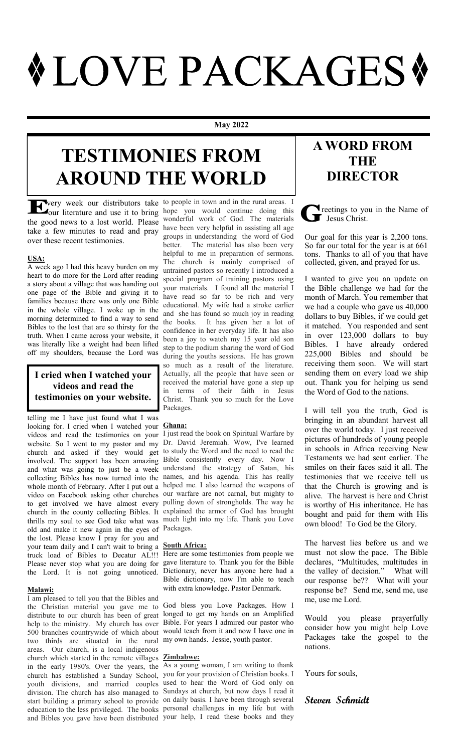# ♦ LOVE PACKAGES ♦

**May 2022**

## TESTIMONIES FROM AROUND THE WORLD

Every week our distributors take our literature and use it to bring the good news to a lost world. Please take a few minutes to read and pray over these recent testimonies.

**USA:**

A week ago I had this heavy burden on my heart to do more for the Lord after reading a story about a village that was handing out one page of the Bible and giving it to families because there was only one Bible in the whole village. I woke up in the morning determined to find a way to send Bibles to the lost that are so thirsty for the truth. When I came across your website, it was literally like a weight had been lifted off my shoulders, because the Lord was telling me I have just found what I was looking for. I cried when I watched your videos and read the testimonies on your website. So I went to my pastor and my church and asked if they would get involved. The support has been amazing and what was going to just be a week collecting Bibles has now turned into the whole month of February. After I put out a video on Facebook asking other churches to get involved we have almost every church in the county collecting Bibles. It thrills my soul to see God take what was old and make it new again in the eyes of the lost. Please know I pray for you and your team daily and I can't wait to bring a truck load of Bibles to Decatur AL!!! Please never stop what you are doing for the Lord. It is not going unnoticed.

> **I cried when I watched your videos and read the testimonies on your website.**

**Malawi:**

I am pleased to tell you that the Bibles and the Christian material you gave me to distribute to our church has been of great help to the ministry. My church has over 500 branches countrywide of which about two thirds are situated in the rural areas. Our church, is a local indigenous church which started in the remote villages in the early 1980's. Over the years, the church has established a Sunday School, youth divisions, and married couples division. The church has also managed to start building a primary school to provide education to the less privileged. The books and Bibles you gave have been distributed to people in town and in the rural areas. I hope you would continue doing this wonderful work of God. The materials have been very helpful in assisting all age groups in understanding the word of God better. The material has also been very helpful to me in preparation of sermons. The church is mainly comprised of untrained pastors so recently I introduced a special program of training pastors using your materials. I found all the material I have read so far to be rich and very educational. My wife had a stroke earlier and she has found so much joy in reading the books. It has given her a lot of confidence in her everyday life. It has also been a joy to watch my 15 year old son step to the podium sharing the word of God during the youths sessions. He has grown so much as a result of the literature. Actually, all the people that have seen or received the material have gone a step up in terms of their faith in Jesus Christ. Thank you so much for the Love Packages.

**Ghana:**

I just read the book on Spiritual Warfare by Dr. David Jeremiah. Wow, I've learned to study the Word and the need to read the Bible consistently every day. Now I understand the strategy of Satan, his names, and his agenda. This has really helped me. I also learned the weapons of our warfare are not carnal, but mighty to pulling down of strongholds. The way he explained the armor of God has brought much light into my life. Thank you Love Packages.

**South Africa:**

Here are some testimonies from people we gave literature to. Thank you for the Bible Dictionary, never has anyone here had a Bible dictionary, now I'm able to teach with extra knowledge. Pastor Denmark.

God bless you Love Packages. How I longed to get my hands on an Amplified Bible. For years I admired our pastor who would teach from it and now I have one in my own hands. Jessie, youth pastor.

**Zimbabwe:**

As a young woman, I am writing to thank you for your provision of Christian books. I used to hear the Word of God only on Sundays at church, but now days I read it on daily basis. I have been through several personal challenges in my life but with your help, I read these books and they

## A WORD FROM THE DIRECTOR

Greetings to you in the Name of Jesus Christ.

Our goal for this year is 2,200 tons. So far our total for the year is at 661 tons. Thanks to all of you that have collected, given, and prayed for us.

I wanted to give you an update on the Bible challenge we had for the month of March. You remember that we had a couple who gave us 40,000 dollars to buy Bibles, if we could get it matched. You responded and sent in over 123,000 dollars to buy Bibles. I have already ordered 225,000 Bibles and should be receiving them soon. We will start sending them on every load we ship out. Thank you for helping us send the Word of God to the nations.

I will tell you the truth, God is bringing in an abundant harvest all over the world today. I just received pictures of hundreds of young people in schools in Africa receiving New Testaments we had sent earlier. The smiles on their faces said it all. The testimonies that we receive tell us that the Church is growing and is alive. The harvest is here and Christ is worthy of His inheritance. He has bought and paid for them with His own blood! To God be the Glory.

The harvest lies before us and we must not slow the pace. The Bible declares, "Multitudes, multitudes in the valley of decision." What will our response be?? What will your response be? Send me, send me, use me, use me Lord.

Would you please prayerfully consider how you might help Love Packages take the gospel to the nations.

Yours for souls,

*Steven Schmidt*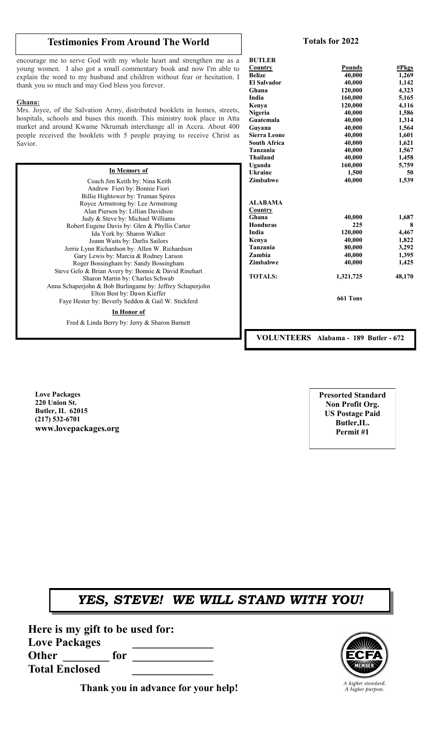## Testimonies From Around The World

encourage me to serve God with my whole heart and strengthen me as a young women. I also got a small commentary book and now I'm able to explain the word to my husband and children without fear or hesitation. I thank you so much and may God bless you forever.

**Ghana:**

Mrs. Joyce, of the Salvation Army, distributed booklets in homes, streets, hospitals, schools and buses this month. This ministry took place in Atta market and around Kwame Nkrumah interchange all in Accra. About 400 people received the booklets with 5 people praying to receive Christ as Savior.

**In Memory of**

Coach Jim Keith by: Nina Keith
Andrew Fiori by: Bonnie Fiori
Billie Hightower by: Truman Spires
Royce Armstrong by: Lee Armstrong
Alan Pierson by: Lillian Davidson
Judy & Steve by: Michael Williams
Robert Eugene Davis by: Glen & Phyllis Carter
Ida York by: Sharon Walker
Joann Waits by: Darlis Sailors
Jerrie Lynn Richardson by: Allen W. Richardson
Gary Lewis by: Marcia & Rodney Larson
Roger Bossingham by: Sandy Bossingham
Steve Gelo & Brian Avery by: Bonnie & David Rinehart
Sharon Martin by: Charles Schwab
Anna Schaperjohn & Bob Burlingame by: Jeffrey Schaperjohn
Elton Best by: Dawn Kieffer
Faye Hester by: Beverly Seddon & Gail W. Stickferd

**In Honor of**

Fred & Linda Berry by: Jerry & Sharon Barnett

## Totals for 2022

**BUTLER**

| Country | Pounds | #Pkgs |
|---|---|---|
| Belize | 40,000 | 1,269 |
| El Salvador | 40,000 | 1,142 |
| Ghana | 120,000 | 4,323 |
| India | 160,000 | 5,165 |
| Kenya | 120,000 | 4,116 |
| Nigeria | 40,000 | 1,586 |
| Guatemala | 40,000 | 1,314 |
| Guyana | 40,000 | 1,564 |
| Sierra Leone | 40,000 | 1,601 |
| South Africa | 40,000 | 1,621 |
| Tanzania | 40,000 | 1,567 |
| Thailand | 40,000 | 1,458 |
| Uganda | 160,000 | 5,759 |
| Ukraine | 1,500 | 50 |
| Zimbabwe | 40,000 | 1,539 |

**ALABAMA**

| Country | | |
|---|---|---|
| Ghana | 40,000 | 1,687 |
| Honduras | 225 | 8 |
| India | 120,000 | 4,467 |
| Kenya | 40,000 | 1,822 |
| Tanzania | 80,000 | 3,292 |
| Zambia | 40,000 | 1,395 |
| Zimbabwe | 40,000 | 1,425 |
| **TOTALS:** | **1,321,725** | **48,170** |
| | **661 Tons** | |

**VOLUNTEERS Alabama - 189 Butler - 672**

**Love Packages**
**220 Union St.**
**Butler, IL 62015**
**(217) 532-6701**
**www.lovepackages.org**

**Presorted Standard**
**Non Profit Org.**
**US Postage Paid**
**Butler,IL.**
**Permit #1**

## *YES, STEVE! WE WILL STAND WITH YOU!*

**Here is my gift to be used for:**

**Love Packages** ______________

**Other** ________ **for** ______________

**Total Enclosed** ______________

**Thank you in advance for your help!**

ECFA MEMBER
A higher standard. A higher purpose.